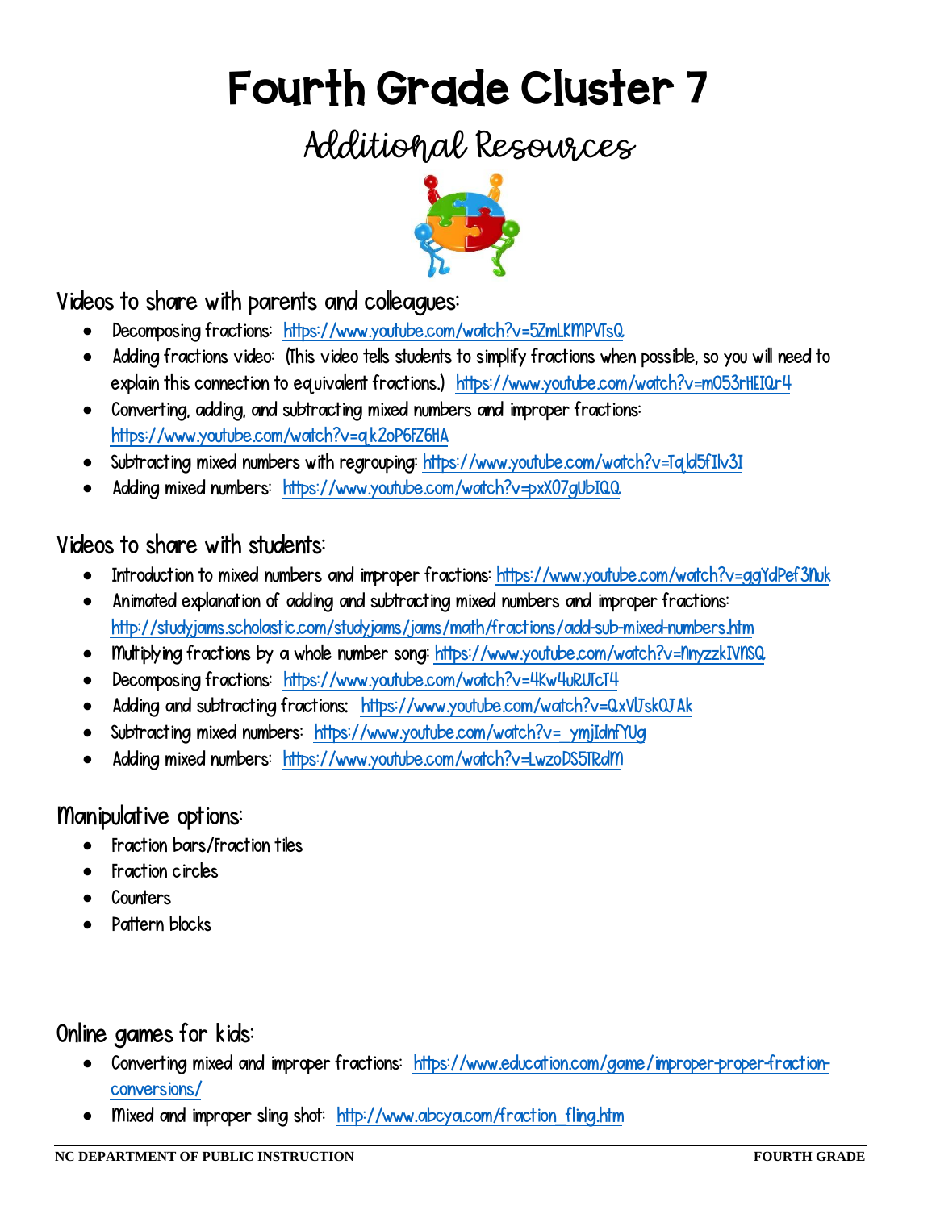# Fourth Grade Cluster 7

## Additional Resources

### Videos to share with parents and colleagues:

- Decomposing fractions: https://www.youtube.com/watch?v=5ZmLKMPVTsQ
- Adding fractions video: (This video tells students to simplify fractions when possible, so you will need to explain this connection to equivalent fractions.) https://www.youtube.com/watch?v=m053rHEIQr4
- Converting, adding, and subtracting mixed numbers and improper fractions: https://www.youtube.com/watch?v=qk2oP6FZ6HA
- Subtracting mixed numbers with regrouping: https://www.youtube.com/watch?v=Tqld5fIlv3I
- Adding mixed numbers: https://www.youtube.com/watch?v=pxX07gUbIQQ

### Videos to share with students:

- Introduction to mixed numbers and improper fractions: https://www.youtube.com/watch?v=ggYdPef3Nuk
- Animated explanation of adding and subtracting mixed numbers and improper fractions: http://studyjams.scholastic.com/studyjams/jams/math/fractions/add-sub-mixed-numbers.htm
- Multiplying fractions by a whole number song: https://www.youtube.com/watch?v=NnyzzkIVNSQ
- Decomposing fractions: https://www.youtube.com/watch?v=4Kw4uRUTcT4
- Adding and subtracting fractions: https://www.youtube.com/watch?v=QxVlJskOJAk
- Subtracting mixed numbers: https://www.youtube.com/watch?v=_ymjIdnfYUg
- Adding mixed numbers: https://www.youtube.com/watch?v=LwzoDS5TRdM

### Manipulative options:

- Fraction bars/Fraction tiles
- Fraction circles
- Counters
- Pattern blocks

### Online games for kids:

- Converting mixed and improper fractions: https://www.education.com/game/improper-proper-fraction-conversions/
- Mixed and improper sling shot: http://www.abcya.com/fraction_fling.htm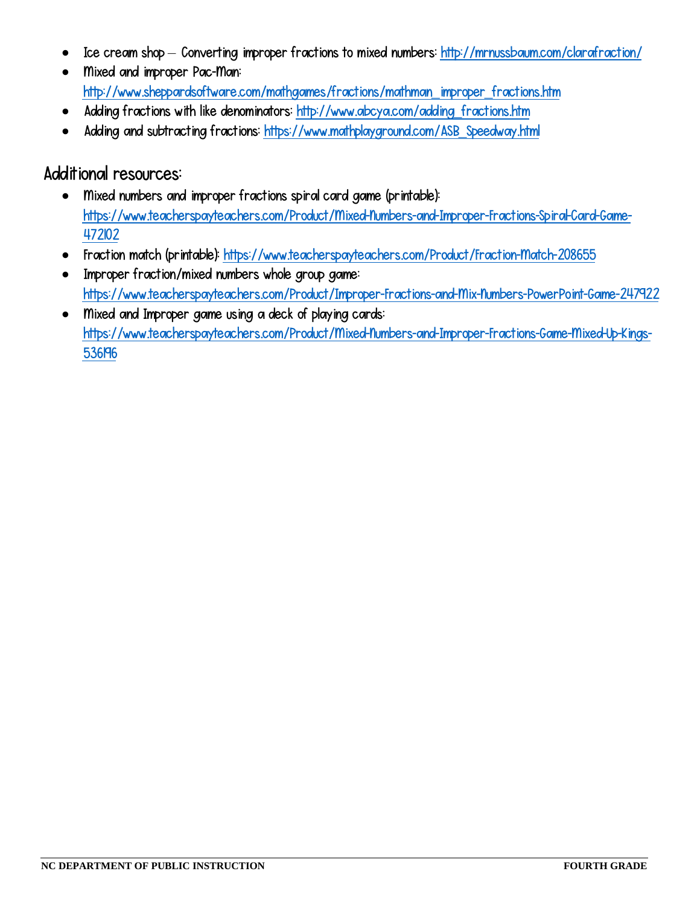- Ice cream shop – Converting improper fractions to mixed numbers: http://mrnussbaum.com/clarafraction/
- Mixed and improper Pac-Man: http://www.sheppardsoftware.com/mathgames/fractions/mathman_improper_fractions.htm
- Adding fractions with like denominators: http://www.abcya.com/adding_fractions.htm
- Adding and subtracting fractions: https://www.mathplayground.com/ASB_Speedway.html

## Additional resources:

- Mixed numbers and improper fractions spiral card game (printable): https://www.teacherspayteachers.com/Product/Mixed-Numbers-and-Improper-Fractions-Spiral-Card-Game-472102
- Fraction match (printable): https://www.teacherspayteachers.com/Product/Fraction-Match-208655
- Improper fraction/mixed numbers whole group game: https://www.teacherspayteachers.com/Product/Improper-Fractions-and-Mix-Numbers-PowerPoint-Game-247922
- Mixed and Improper game using a deck of playing cards: https://www.teacherspayteachers.com/Product/Mixed-Numbers-and-Improper-Fractions-Game-Mixed-Up-Kings-536196